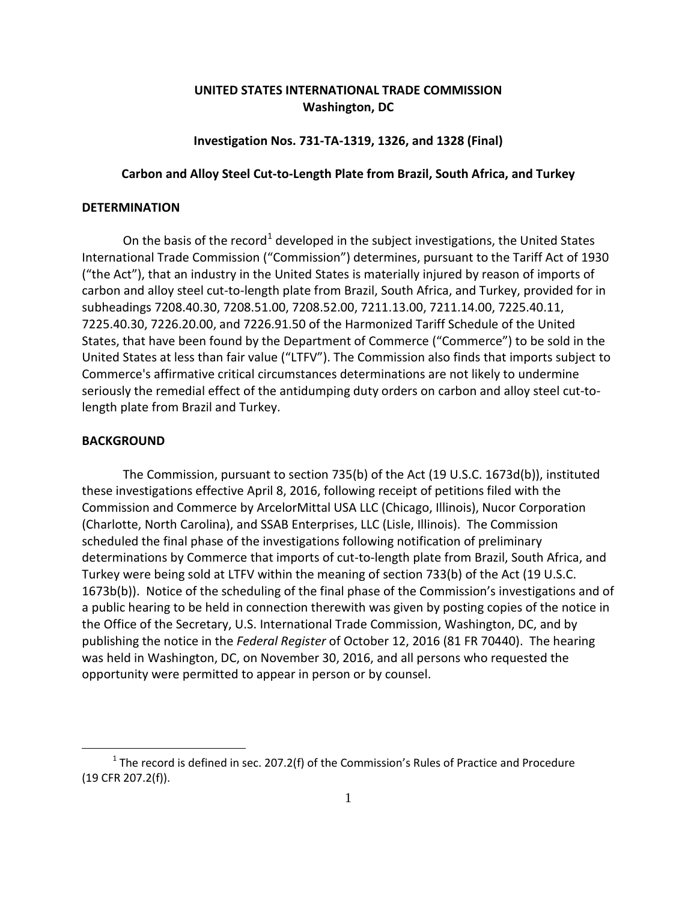**UNITED STATES INTERNATIONAL TRADE COMMISSION**
**Washington, DC**

**Investigation Nos. 731-TA-1319, 1326, and 1328 (Final)**

**Carbon and Alloy Steel Cut-to-Length Plate from Brazil, South Africa, and Turkey**

## DETERMINATION

On the basis of the record[1] developed in the subject investigations, the United States International Trade Commission ("Commission") determines, pursuant to the Tariff Act of 1930 ("the Act"), that an industry in the United States is materially injured by reason of imports of carbon and alloy steel cut-to-length plate from Brazil, South Africa, and Turkey, provided for in subheadings 7208.40.30, 7208.51.00, 7208.52.00, 7211.13.00, 7211.14.00, 7225.40.11, 7225.40.30, 7226.20.00, and 7226.91.50 of the Harmonized Tariff Schedule of the United States, that have been found by the Department of Commerce ("Commerce") to be sold in the United States at less than fair value ("LTFV"). The Commission also finds that imports subject to Commerce's affirmative critical circumstances determinations are not likely to undermine seriously the remedial effect of the antidumping duty orders on carbon and alloy steel cut-to-length plate from Brazil and Turkey.

## BACKGROUND

The Commission, pursuant to section 735(b) of the Act (19 U.S.C. 1673d(b)), instituted these investigations effective April 8, 2016, following receipt of petitions filed with the Commission and Commerce by ArcelorMittal USA LLC (Chicago, Illinois), Nucor Corporation (Charlotte, North Carolina), and SSAB Enterprises, LLC (Lisle, Illinois). The Commission scheduled the final phase of the investigations following notification of preliminary determinations by Commerce that imports of cut-to-length plate from Brazil, South Africa, and Turkey were being sold at LTFV within the meaning of section 733(b) of the Act (19 U.S.C. 1673b(b)). Notice of the scheduling of the final phase of the Commission's investigations and of a public hearing to be held in connection therewith was given by posting copies of the notice in the Office of the Secretary, U.S. International Trade Commission, Washington, DC, and by publishing the notice in the *Federal Register* of October 12, 2016 (81 FR 70440). The hearing was held in Washington, DC, on November 30, 2016, and all persons who requested the opportunity were permitted to appear in person or by counsel.

---

[1] The record is defined in sec. 207.2(f) of the Commission's Rules of Practice and Procedure (19 CFR 207.2(f)).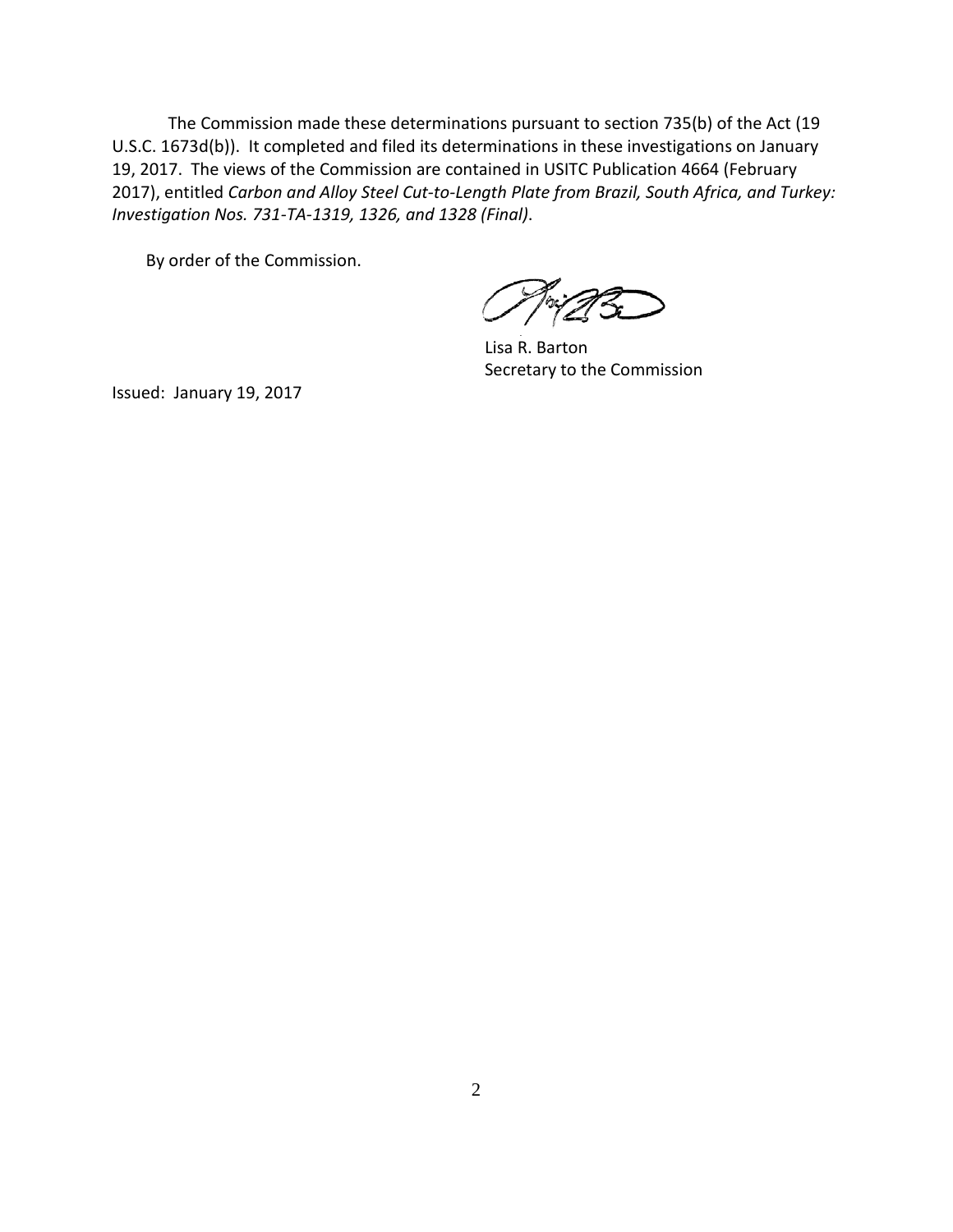The Commission made these determinations pursuant to section 735(b) of the Act (19 U.S.C. 1673d(b)). It completed and filed its determinations in these investigations on January 19, 2017. The views of the Commission are contained in USITC Publication 4664 (February 2017), entitled *Carbon and Alloy Steel Cut-to-Length Plate from Brazil, South Africa, and Turkey: Investigation Nos. 731-TA-1319, 1326, and 1328 (Final)*.

By order of the Commission.

Lisa R. Barton
Secretary to the Commission

Issued: January 19, 2017